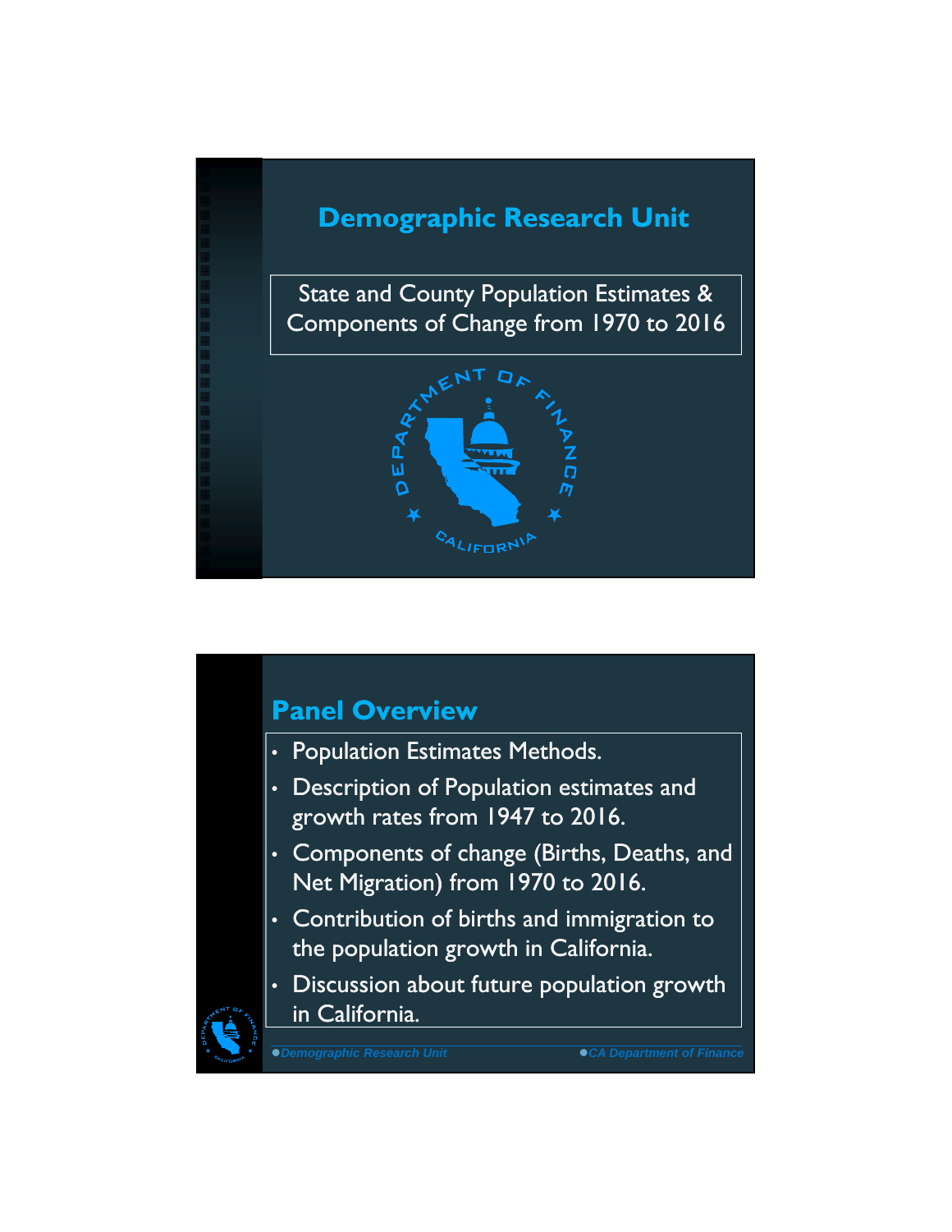# Demographic Research Unit

State and County Population Estimates & Components of Change from 1970 to 2016

## Panel Overview

- Population Estimates Methods.
- Description of Population estimates and growth rates from 1947 to 2016.
- Components of change (Births, Deaths, and Net Migration) from 1970 to 2016.
- Contribution of births and immigration to the population growth in California.
- Discussion about future population growth in California.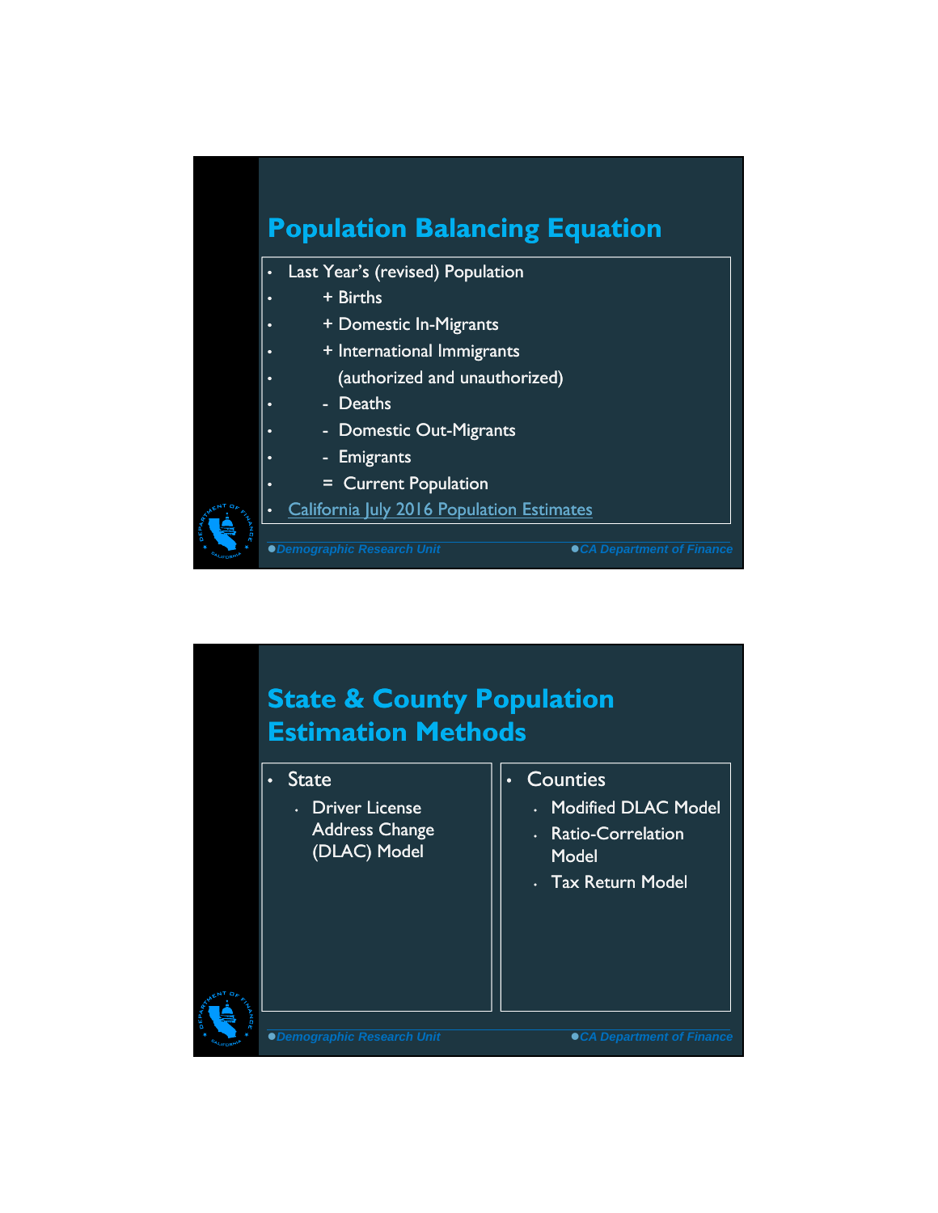## Population Balancing Equation

- Last Year's (revised) Population
- + Births
- + Domestic In-Migrants
- + International Immigrants
- (authorized and unauthorized)
- - Deaths
- - Domestic Out-Migrants
- - Emigrants
- = Current Population
- California July 2016 Population Estimates

Demographic Research Unit — CA Department of Finance

## State & County Population Estimation Methods

- State
  - Driver License Address Change (DLAC) Model

- Counties
  - Modified DLAC Model
  - Ratio-Correlation Model
  - Tax Return Model

Demographic Research Unit — CA Department of Finance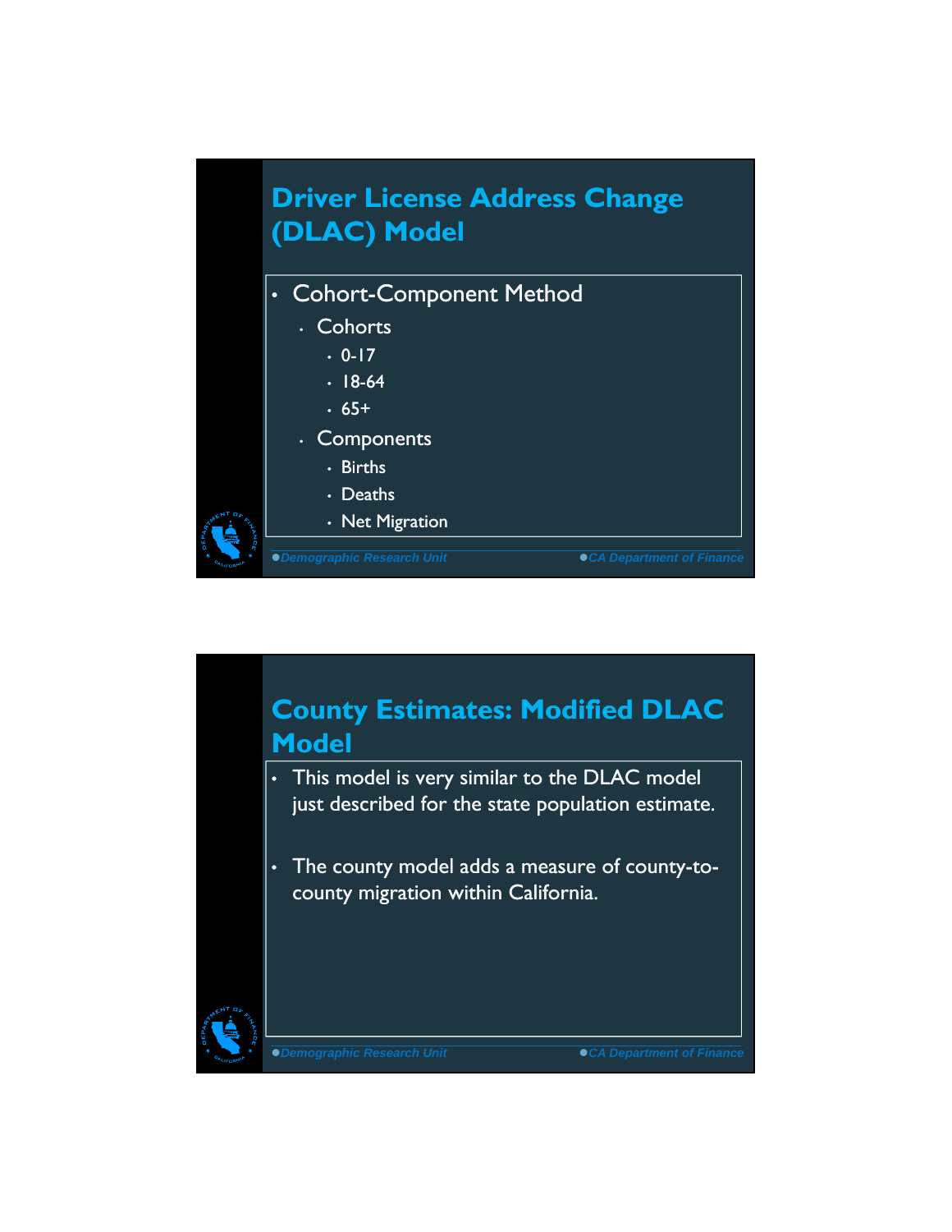## Driver License Address Change (DLAC) Model

- Cohort-Component Method
  - Cohorts
    - 0-17
    - 18-64
    - 65+
  - Components
    - Births
    - Deaths
    - Net Migration

## County Estimates: Modified DLAC Model

- This model is very similar to the DLAC model just described for the state population estimate.
- The county model adds a measure of county-to-county migration within California.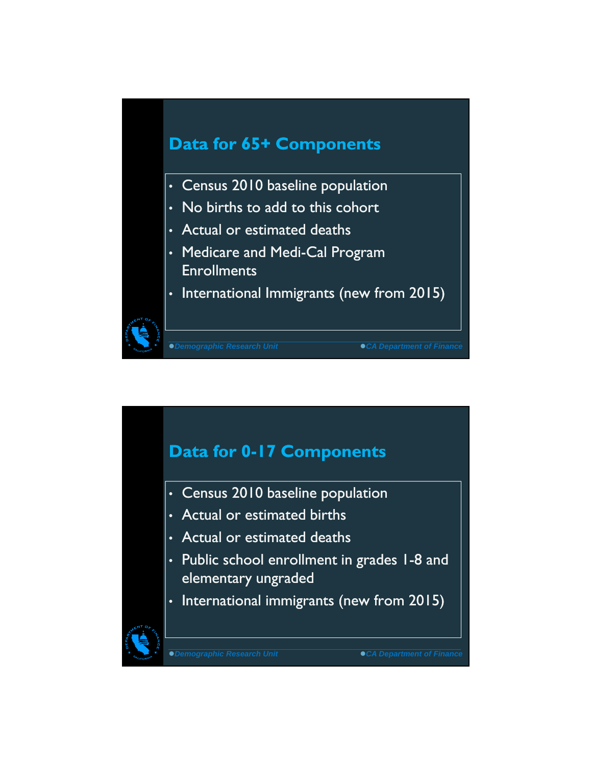## Data for 65+ Components

- Census 2010 baseline population
- No births to add to this cohort
- Actual or estimated deaths
- Medicare and Medi-Cal Program Enrollments
- International Immigrants (new from 2015)

## Data for 0-17 Components

- Census 2010 baseline population
- Actual or estimated births
- Actual or estimated deaths
- Public school enrollment in grades 1-8 and elementary ungraded
- International immigrants (new from 2015)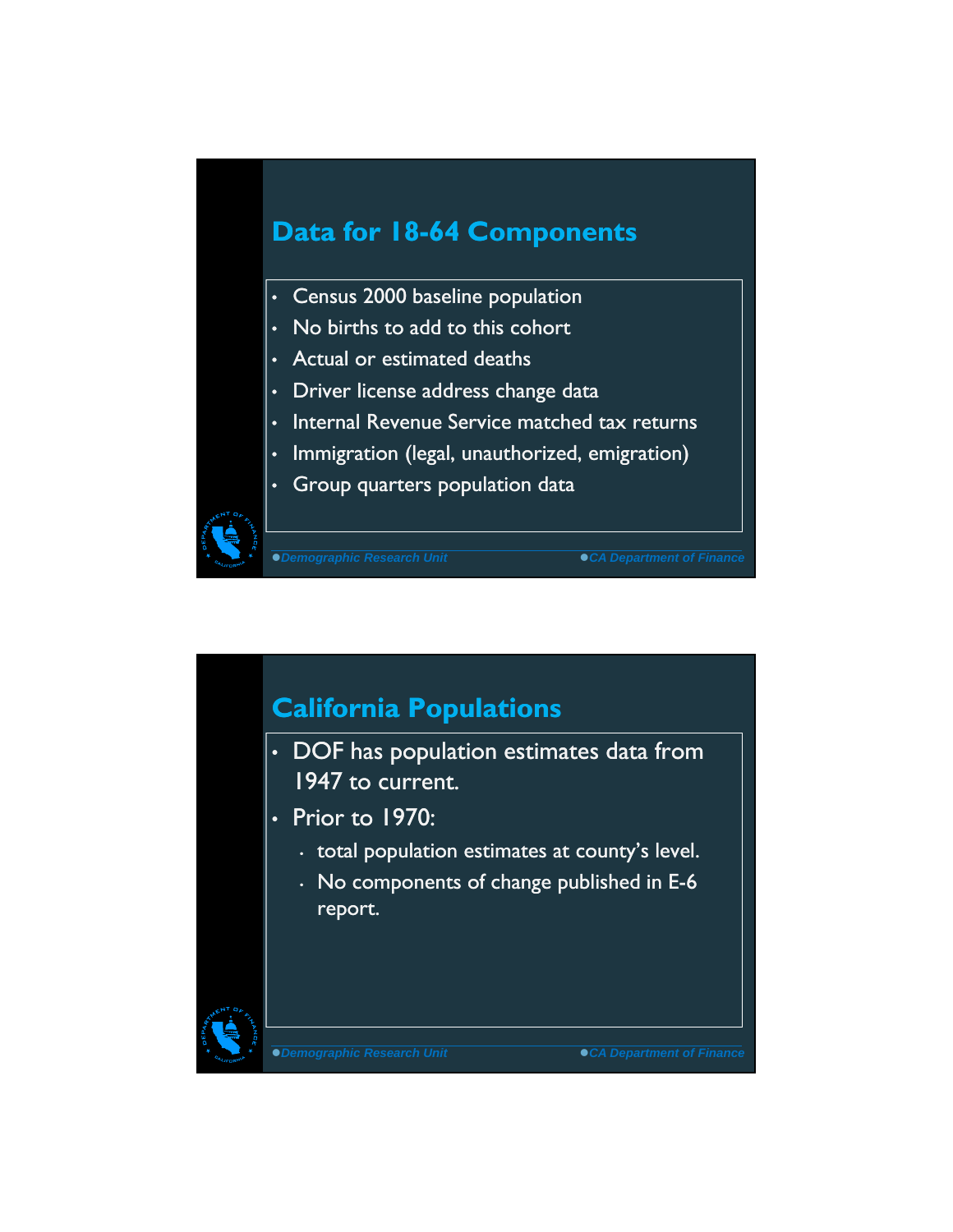## Data for 18-64 Components

- Census 2000 baseline population
- No births to add to this cohort
- Actual or estimated deaths
- Driver license address change data
- Internal Revenue Service matched tax returns
- Immigration (legal, unauthorized, emigration)
- Group quarters population data

## California Populations

- DOF has population estimates data from 1947 to current.
- Prior to 1970:
  - total population estimates at county's level.
  - No components of change published in E-6 report.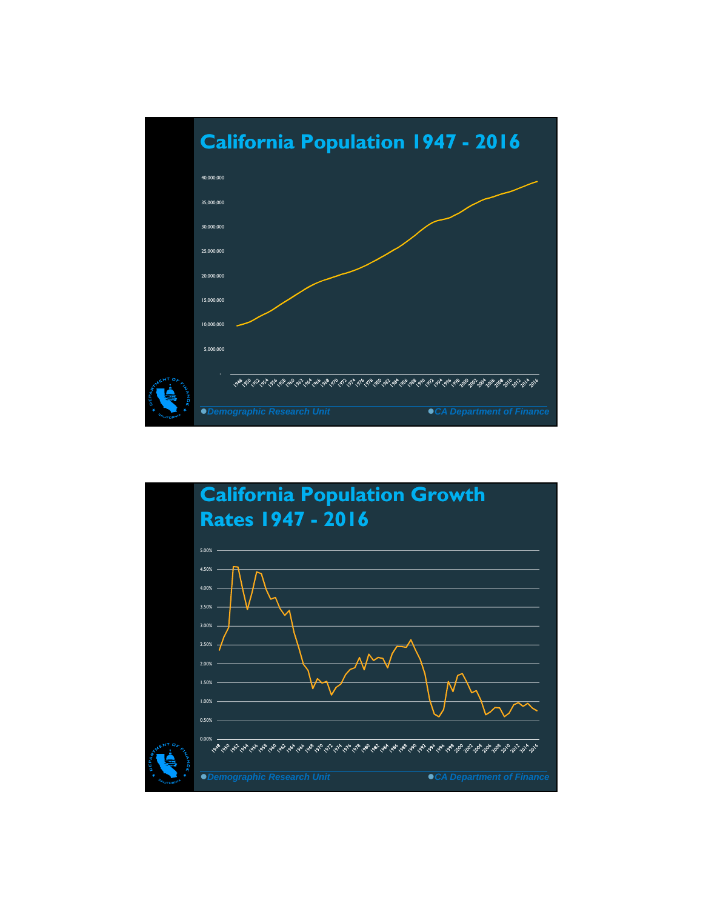# California Population 1947 - 2016

40,000,000
35,000,000
30,000,000
25,000,000
20,000,000
15,000,000
10,000,000
5,000,000
-

1948 1950 1952 1954 1956 1958 1960 1962 1964 1966 1968 1970 1972 1974 1976 1978 1980 1982 1984 1986 1988 1990 1992 1994 1996 1998 2000 2002 2004 2006 2008 2010 2012 2014 2016

*Demographic Research Unit* *CA Department of Finance*

# California Population Growth Rates 1947 - 2016

5.00%
4.50%
4.00%
3.50%
3.00%
2.50%
2.00%
1.50%
1.00%
0.50%
0.00%

1948 1950 1952 1954 1956 1958 1960 1962 1964 1966 1968 1970 1972 1974 1976 1978 1980 1982 1984 1986 1988 1990 1992 1994 1996 1998 2000 2002 2004 2006 2008 2010 2012 2014 2016

*Demographic Research Unit* *CA Department of Finance*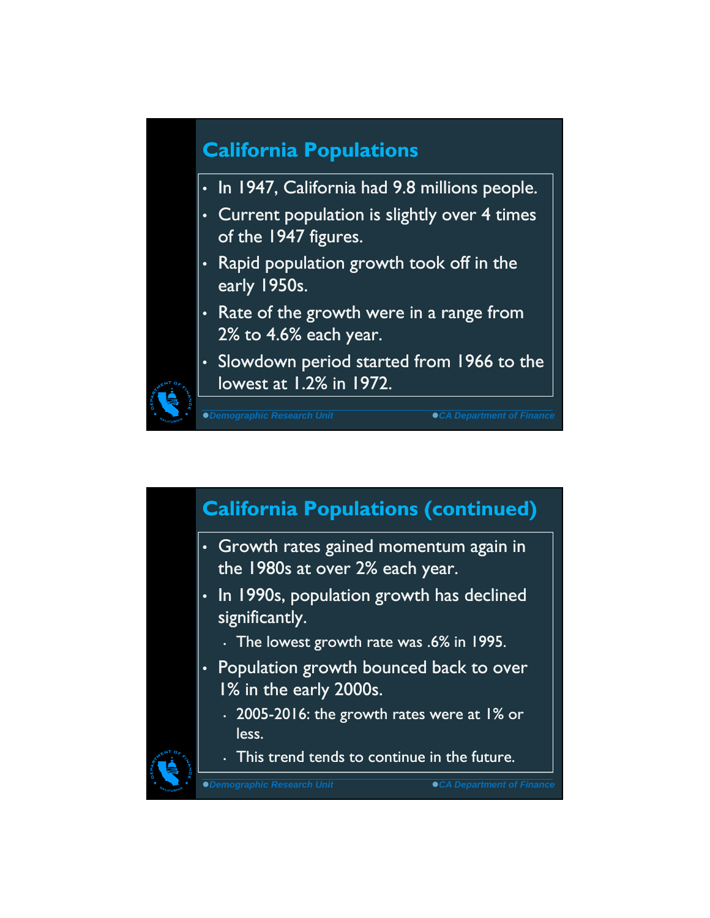## California Populations

- In 1947, California had 9.8 millions people.
- Current population is slightly over 4 times of the 1947 figures.
- Rapid population growth took off in the early 1950s.
- Rate of the growth were in a range from 2% to 4.6% each year.
- Slowdown period started from 1966 to the lowest at 1.2% in 1972.

## California Populations (continued)

- Growth rates gained momentum again in the 1980s at over 2% each year.
- In 1990s, population growth has declined significantly.
  - The lowest growth rate was .6% in 1995.
- Population growth bounced back to over 1% in the early 2000s.
  - 2005-2016: the growth rates were at 1% or less.
  - This trend tends to continue in the future.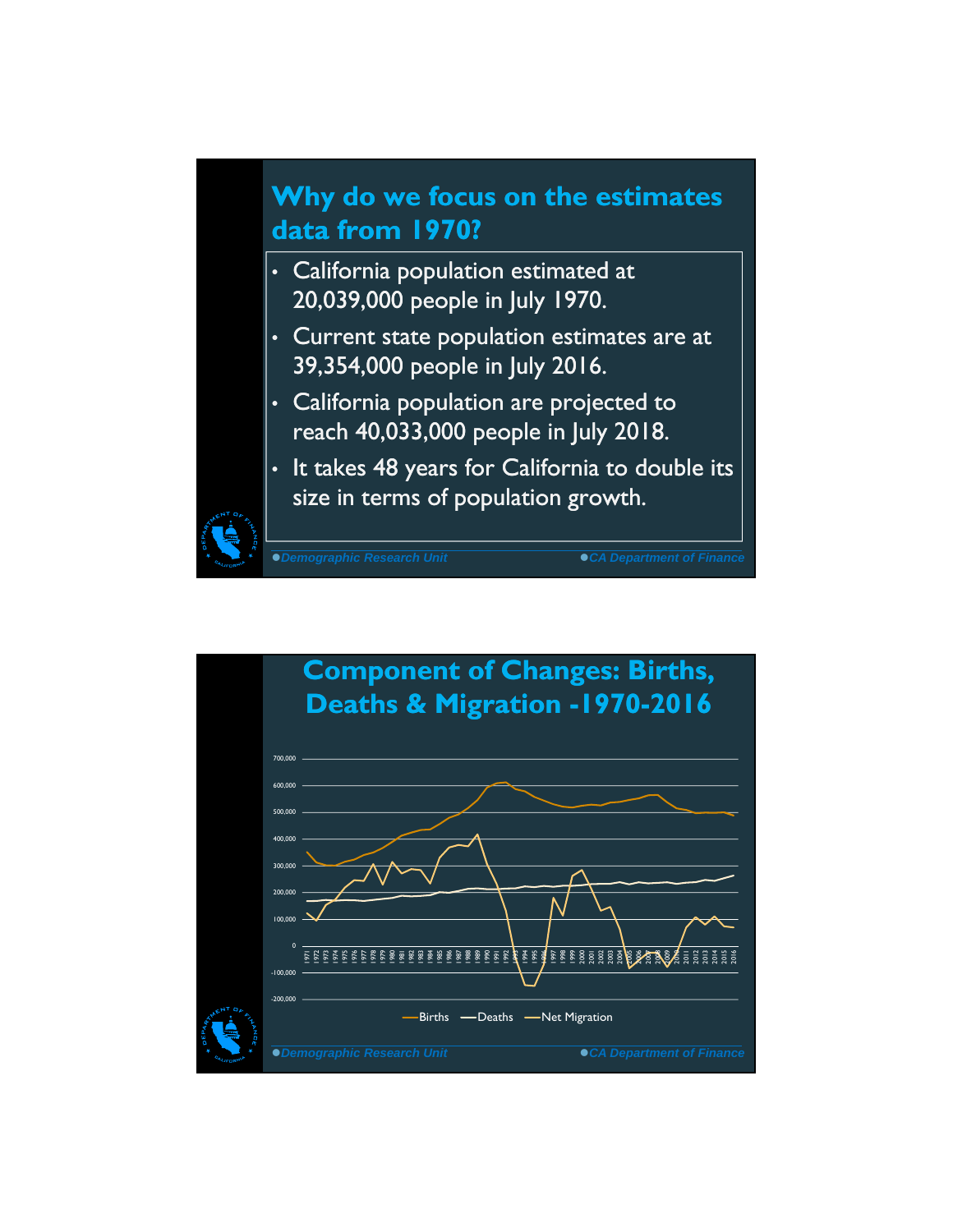## Why do we focus on the estimates data from 1970?

- California population estimated at 20,039,000 people in July 1970.
- Current state population estimates are at 39,354,000 people in July 2016.
- California population are projected to reach 40,033,000 people in July 2018.
- It takes 48 years for California to double its size in terms of population growth.

●*Demographic Research Unit* ●*CA Department of Finance*

## Component of Changes: Births, Deaths & Migration -1970-2016

700,000
600,000
500,000
400,000
300,000
200,000
100,000
0
-100,000
-200,000

1971 1972 1973 1974 1975 1976 1977 1978 1979 1980 1981 1982 1983 1984 1985 1986 1987 1988 1989 1990 1991 1992 1993 1994 1995 1996 1997 1998 1999 2000 2001 2002 2003 2004 2005 2006 2007 2008 2009 2010 2011 2012 2013 2014 2015 2016

Births — Deaths — Net Migration

●*Demographic Research Unit* ●*CA Department of Finance*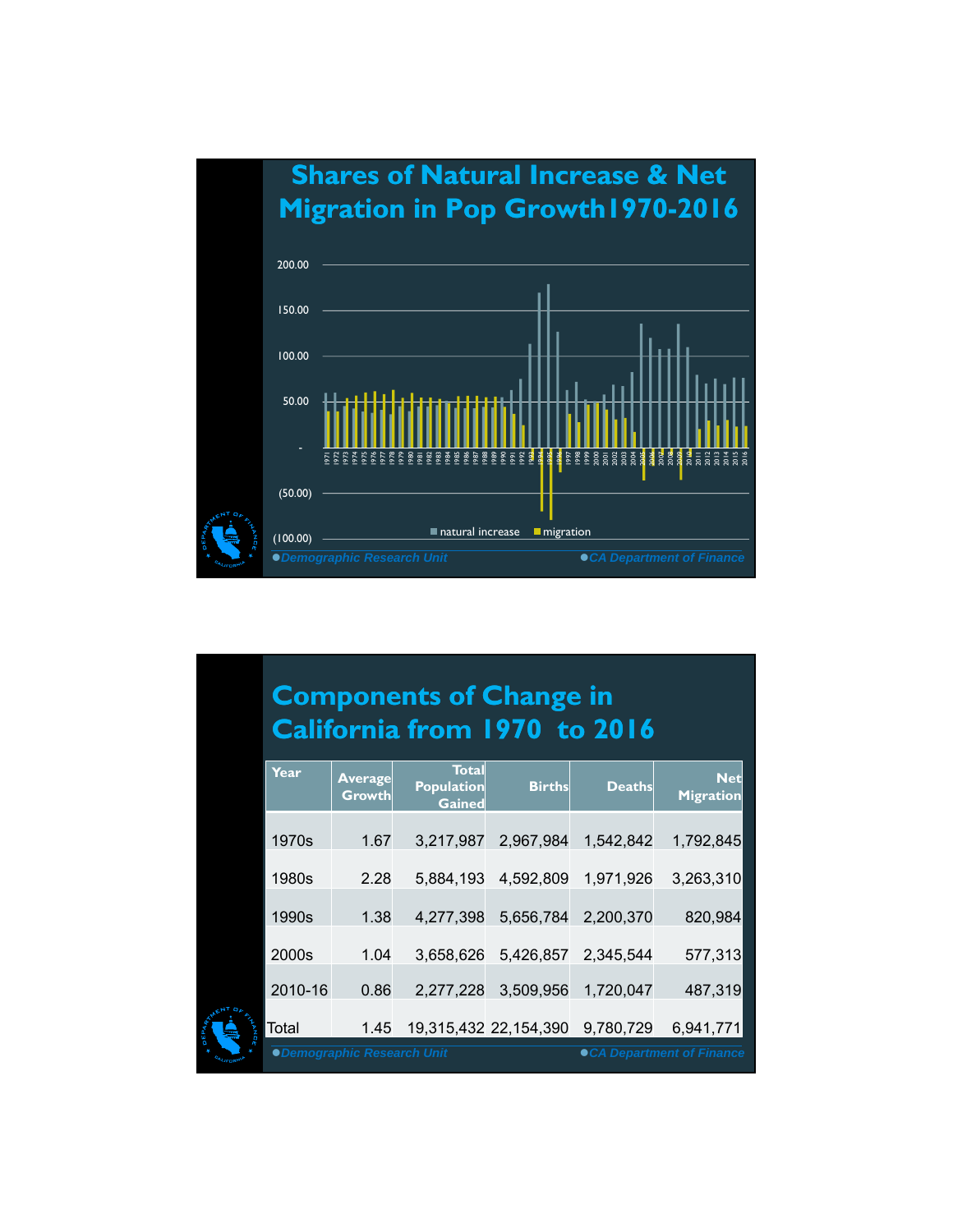## Shares of Natural Increase & Net Migration in Pop Growth1970-2016

200.00
150.00
100.00
50.00
-
(50.00)
(100.00)

1971 1972 1973 1974 1975 1976 1977 1978 1979 1980 1981 1982 1983 1984 1985 1986 1987 1988 1989 1990 1991 1992 1993 1994 1995 1996 1997 1998 1999 2000 2001 2002 2003 2004 2005 2006 2007 2008 2009 2010 2011 2012 2013 2014 2015 2016

natural increase  migration

●Demographic Research Unit ●CA Department of Finance

## Components of Change in California from 1970 to 2016

| Year | Average Growth | Total Population Gained | Births | Deaths | Net Migration |
|---|---|---|---|---|---|
| 1970s | 1.67 | 3,217,987 | 2,967,984 | 1,542,842 | 1,792,845 |
| 1980s | 2.28 | 5,884,193 | 4,592,809 | 1,971,926 | 3,263,310 |
| 1990s | 1.38 | 4,277,398 | 5,656,784 | 2,200,370 | 820,984 |
| 2000s | 1.04 | 3,658,626 | 5,426,857 | 2,345,544 | 577,313 |
| 2010-16 | 0.86 | 2,277,228 | 3,509,956 | 1,720,047 | 487,319 |
| Total | 1.45 | 19,315,432 | 22,154,390 | 9,780,729 | 6,941,771 |

●Demographic Research Unit ●CA Department of Finance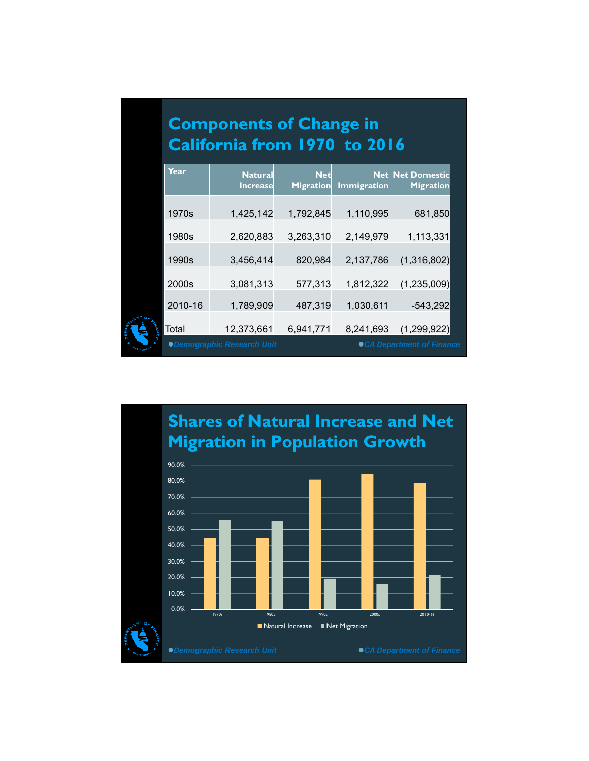## Components of Change in California from 1970 to 2016

| Year | Natural Increase | Net Migration | Net Immigration | Net Domestic Migration |
|---|---|---|---|---|
| 1970s | 1,425,142 | 1,792,845 | 1,110,995 | 681,850 |
| 1980s | 2,620,883 | 3,263,310 | 2,149,979 | 1,113,331 |
| 1990s | 3,456,414 | 820,984 | 2,137,786 | (1,316,802) |
| 2000s | 3,081,313 | 577,313 | 1,812,322 | (1,235,009) |
| 2010-16 | 1,789,909 | 487,319 | 1,030,611 | -543,292 |
| Total | 12,373,661 | 6,941,771 | 8,241,693 | (1,299,922) |

*Demographic Research Unit* *CA Department of Finance*

## Shares of Natural Increase and Net Migration in Population Growth

90.0%
80.0%
70.0%
60.0%
50.0%
40.0%
30.0%
20.0%
10.0%
0.0%

1970s 1980s 1990s 2000s 2010-16

Natural Increase Net Migration

*Demographic Research Unit* *CA Department of Finance*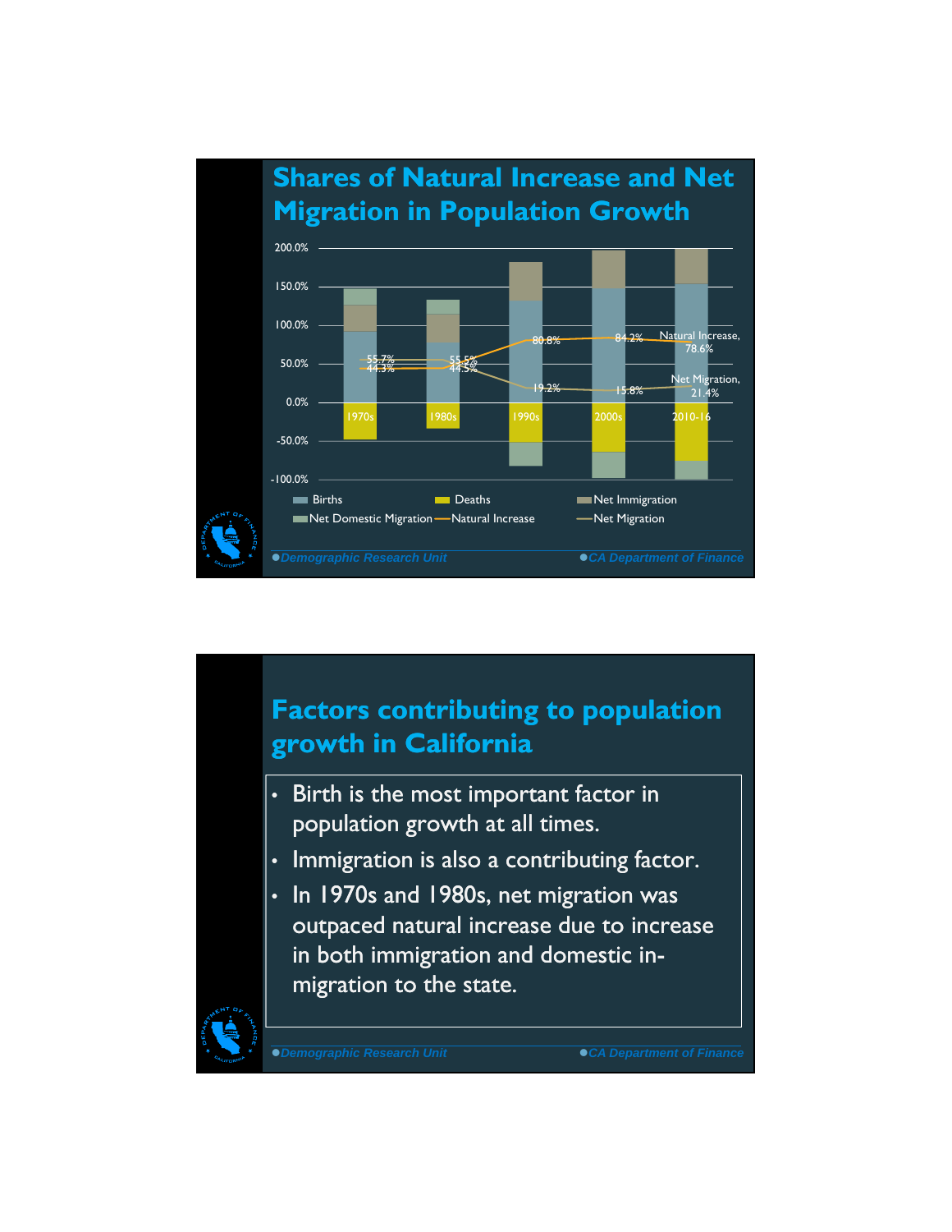## Shares of Natural Increase and Net Migration in Population Growth

| | 1970s | 1980s | 1990s | 2000s | 2010-16 |
|---|---|---|---|---|---|
| Natural Increase | 44.3% | 55.5% | 80.8% | 84.2% | 78.6% |
| Net Migration | 55.7% | 44.5% | 19.2% | 15.8% | 21.4% |

Legend: Births, Deaths, Net Immigration, Net Domestic Migration, Natural Increase, Net Migration

Demographic Research Unit — CA Department of Finance

## Factors contributing to population growth in California

- Birth is the most important factor in population growth at all times.
- Immigration is also a contributing factor.
- In 1970s and 1980s, net migration was outpaced natural increase due to increase in both immigration and domestic in-migration to the state.

Demographic Research Unit — CA Department of Finance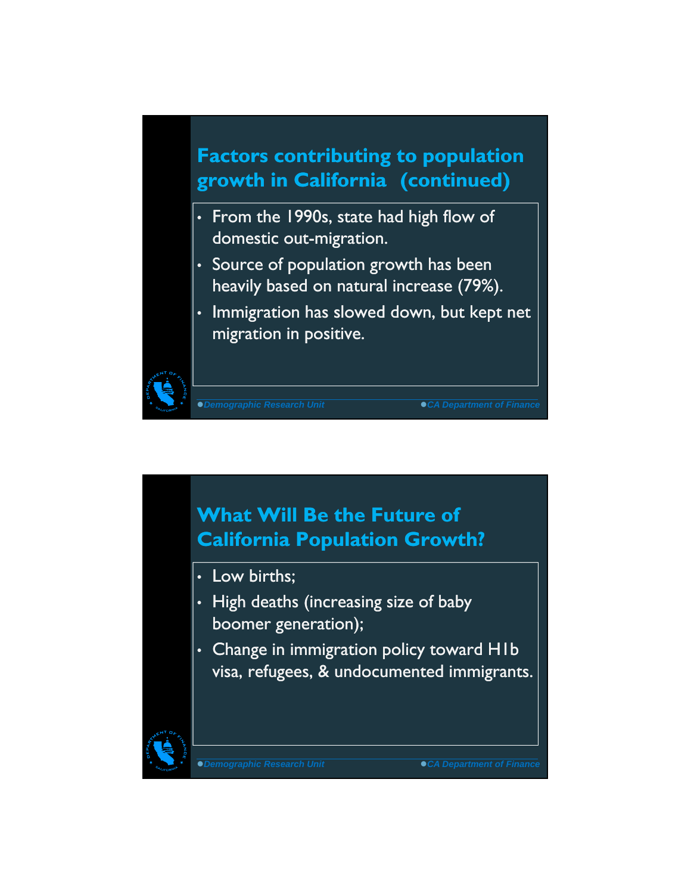## Factors contributing to population growth in California (continued)

- From the 1990s, state had high flow of domestic out-migration.
- Source of population growth has been heavily based on natural increase (79%).
- Immigration has slowed down, but kept net migration in positive.

●*Demographic Research Unit* ●*CA Department of Finance*

## What Will Be the Future of California Population Growth?

- Low births;
- High deaths (increasing size of baby boomer generation);
- Change in immigration policy toward H1b visa, refugees, & undocumented immigrants.

●*Demographic Research Unit* ●*CA Department of Finance*